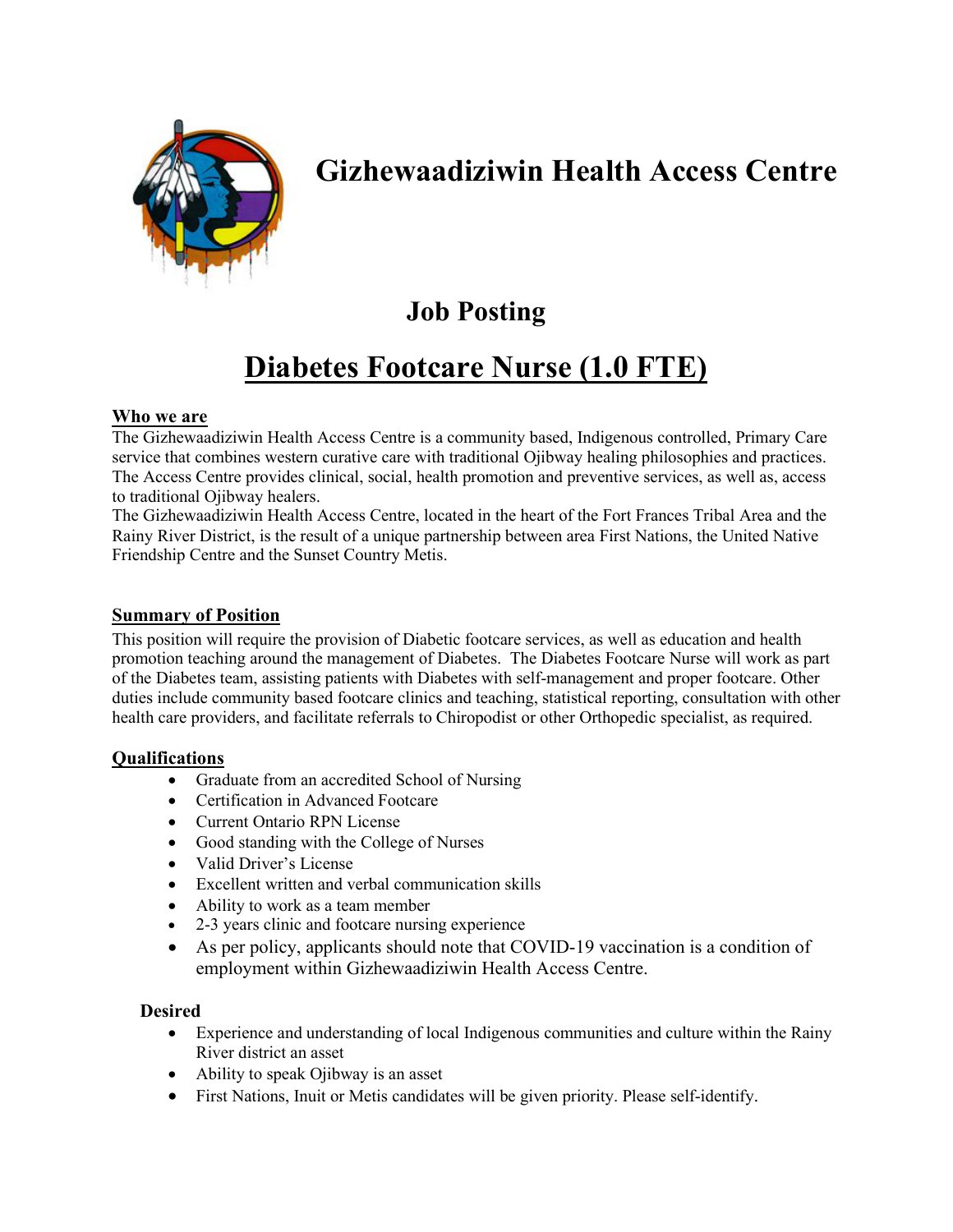# Gizhewaadiziwin Health Access Centre

## Job Posting

# Diabetes Footcare Nurse (1.0 FTE)

### Who we are

The Gizhewaadiziwin Health Access Centre is a community based, Indigenous controlled, Primary Care service that combines western curative care with traditional Ojibway healing philosophies and practices. The Access Centre provides clinical, social, health promotion and preventive services, as well as, access to traditional Ojibway healers.

The Gizhewaadiziwin Health Access Centre, located in the heart of the Fort Frances Tribal Area and the Rainy River District, is the result of a unique partnership between area First Nations, the United Native Friendship Centre and the Sunset Country Metis.

### Summary of Position

This position will require the provision of Diabetic footcare services, as well as education and health promotion teaching around the management of Diabetes. The Diabetes Footcare Nurse will work as part of the Diabetes team, assisting patients with Diabetes with self-management and proper footcare. Other duties include community based footcare clinics and teaching, statistical reporting, consultation with other health care providers, and facilitate referrals to Chiropodist or other Orthopedic specialist, as required.

### Qualifications

- Graduate from an accredited School of Nursing
- Certification in Advanced Footcare
- Current Ontario RPN License
- Good standing with the College of Nurses
- Valid Driver's License
- Excellent written and verbal communication skills
- Ability to work as a team member
- 2-3 years clinic and footcare nursing experience
- As per policy, applicants should note that COVID-19 vaccination is a condition of employment within Gizhewaadiziwin Health Access Centre.

### Desired

- Experience and understanding of local Indigenous communities and culture within the Rainy River district an asset
- Ability to speak Ojibway is an asset
- First Nations, Inuit or Metis candidates will be given priority. Please self-identify.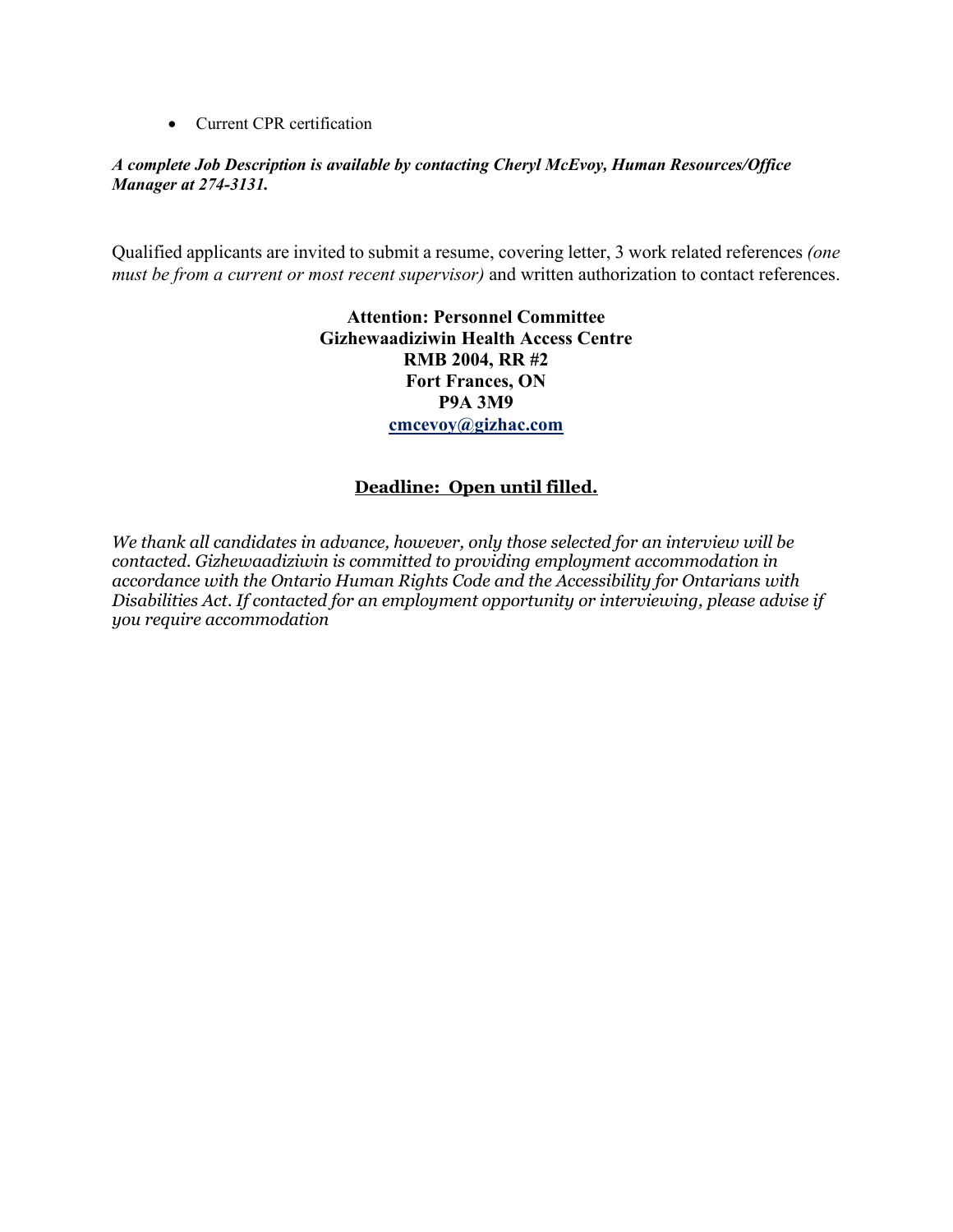- Current CPR certification

***A complete Job Description is available by contacting Cheryl McEvoy, Human Resources/Office Manager at 274-3131.***

Qualified applicants are invited to submit a resume, covering letter, 3 work related references *(one must be from a current or most recent supervisor)* and written authorization to contact references.

**Attention: Personnel Committee**
**Gizhewaadiziwin Health Access Centre**
**RMB 2004, RR #2**
**Fort Frances, ON**
**P9A 3M9**
**cmcevoy@gizhac.com**

**Deadline: Open until filled.**

*We thank all candidates in advance, however, only those selected for an interview will be contacted. Gizhewaadiziwin is committed to providing employment accommodation in accordance with the Ontario Human Rights Code and the Accessibility for Ontarians with Disabilities Act. If contacted for an employment opportunity or interviewing, please advise if you require accommodation*